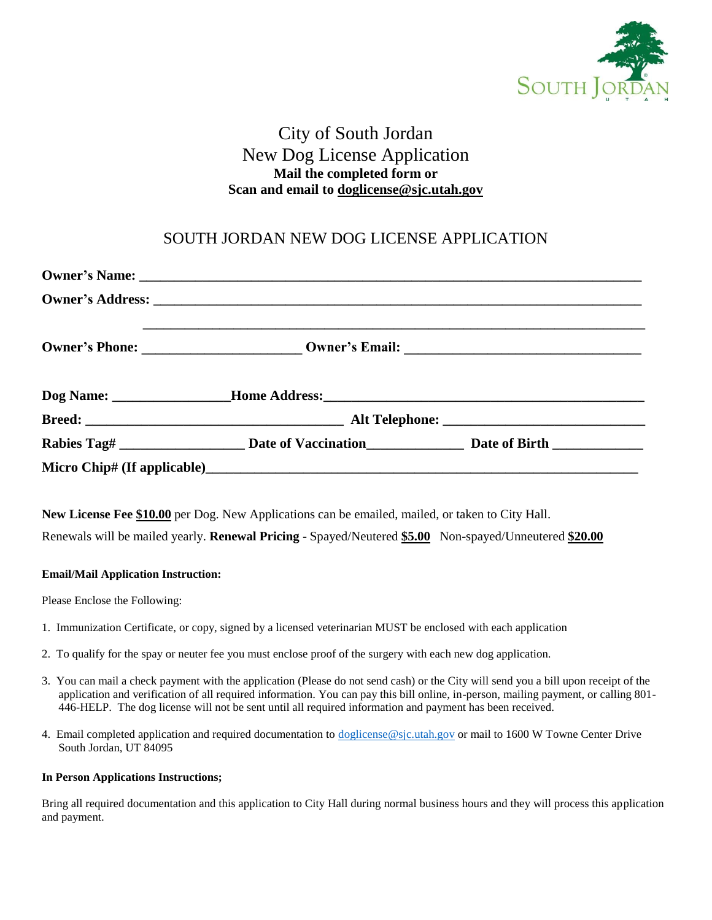# City of South Jordan
# New Dog License Application

**Mail the completed form or**
**Scan and email to doglicense@sjc.utah.gov**

## SOUTH JORDAN NEW DOG LICENSE APPLICATION

**Owner's Name:** ______________________________________________

**Owner's Address:** ______________________________________________

______________________________________________

**Owner's Phone:** ______________________ **Owner's Email:** ______________________

**Dog Name:** ________________ **Home Address:** ______________________________

**Breed:** ______________________________ **Alt Telephone:** ______________________

**Rabies Tag#** ________________ **Date of Vaccination** ______________ **Date of Birth** ____________

**Micro Chip# (If applicable)** ______________________________________________

**New License Fee** **$10.00** per Dog. New Applications can be emailed, mailed, or taken to City Hall.

Renewals will be mailed yearly. **Renewal Pricing** - Spayed/Neutered **$5.00** Non-spayed/Unneutered **$20.00**

**Email/Mail Application Instruction:**

Please Enclose the Following:

1. Immunization Certificate, or copy, signed by a licensed veterinarian MUST be enclosed with each application
2. To qualify for the spay or neuter fee you must enclose proof of the surgery with each new dog application.
3. You can mail a check payment with the application (Please do not send cash) or the City will send you a bill upon receipt of the application and verification of all required information. You can pay this bill online, in-person, mailing payment, or calling 801-446-HELP. The dog license will not be sent until all required information and payment has been received.
4. Email completed application and required documentation to doglicense@sjc.utah.gov or mail to 1600 W Towne Center Drive South Jordan, UT 84095

**In Person Applications Instructions;**

Bring all required documentation and this application to City Hall during normal business hours and they will process this application and payment.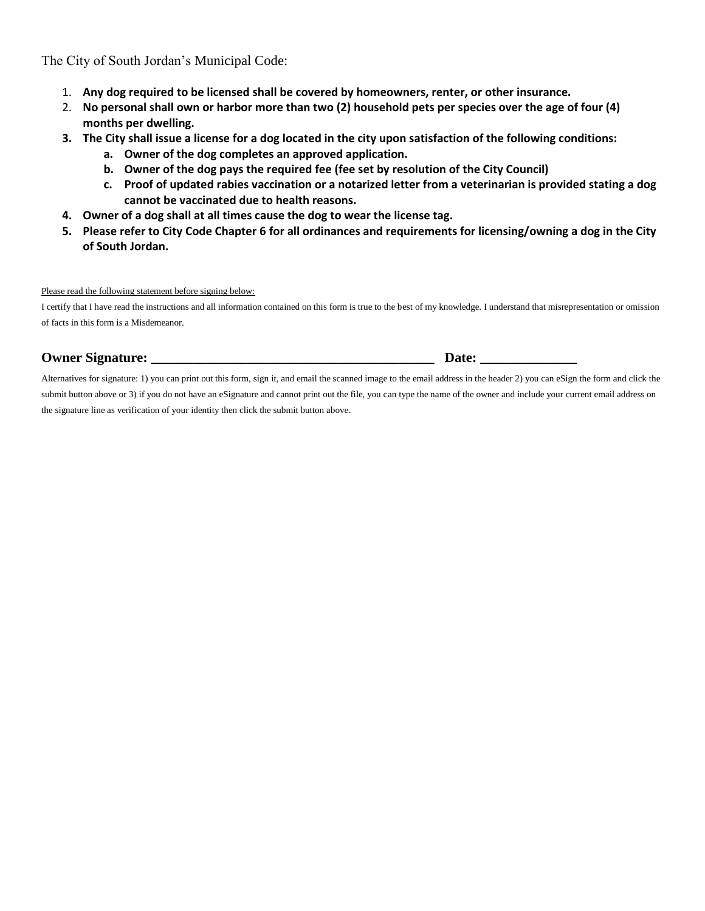The City of South Jordan's Municipal Code:

1. **Any dog required to be licensed shall be covered by homeowners, renter, or other insurance.**
2. **No personal shall own or harbor more than two (2) household pets per species over the age of four (4) months per dwelling.**
3. **The City shall issue a license for a dog located in the city upon satisfaction of the following conditions:**
   a. **Owner of the dog completes an approved application.**
   b. **Owner of the dog pays the required fee (fee set by resolution of the City Council)**
   c. **Proof of updated rabies vaccination or a notarized letter from a veterinarian is provided stating a dog cannot be vaccinated due to health reasons.**
4. **Owner of a dog shall at all times cause the dog to wear the license tag.**
5. **Please refer to City Code Chapter 6 for all ordinances and requirements for licensing/owning a dog in the City of South Jordan.**

<u>Please read the following statement before signing below:</u>

I certify that I have read the instructions and all information contained on this form is true to the best of my knowledge. I understand that misrepresentation or omission of facts in this form is a Misdemeanor.

**Owner Signature: ____________________________________________ Date: ______________**

Alternatives for signature: 1) you can print out this form, sign it, and email the scanned image to the email address in the header 2) you can eSign the form and click the submit button above or 3) if you do not have an eSignature and cannot print out the file, you can type the name of the owner and include your current email address on the signature line as verification of your identity then click the submit button above.